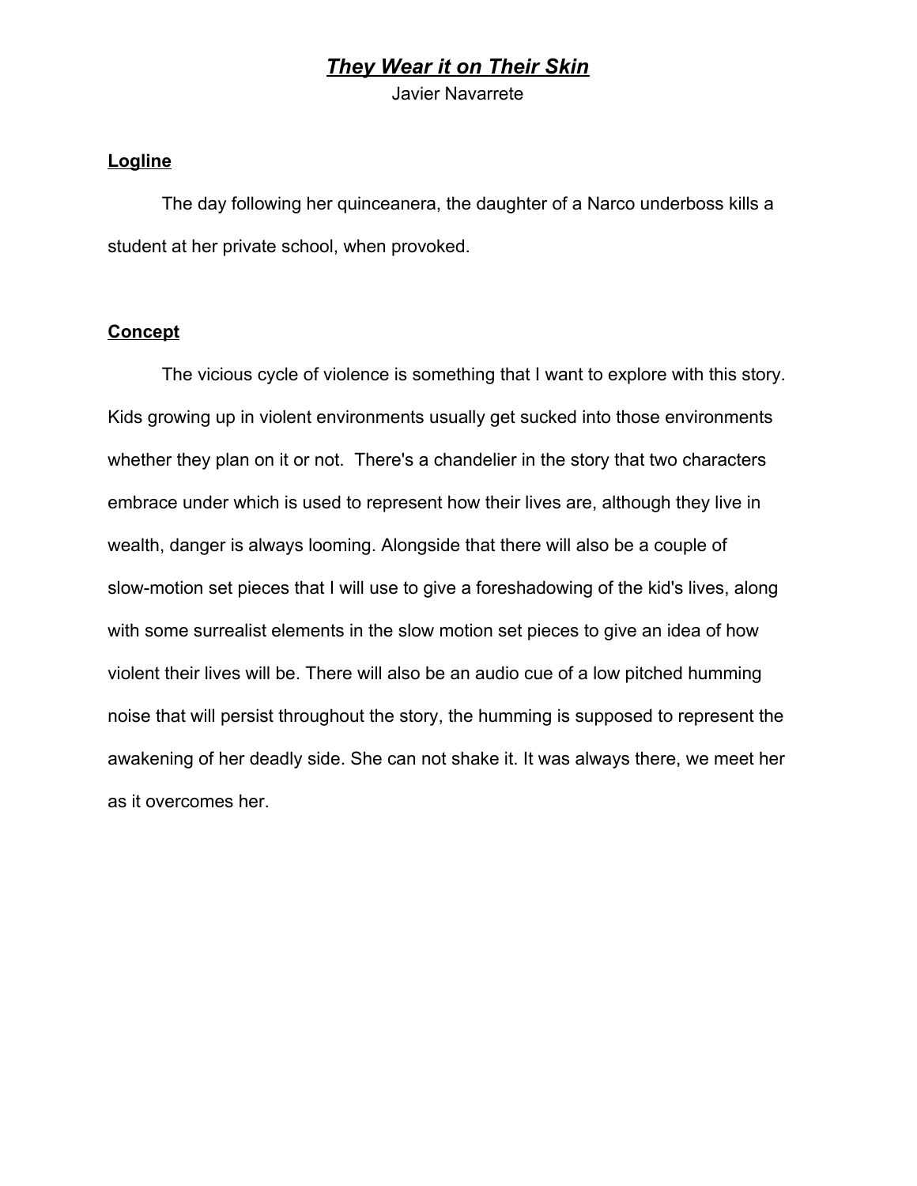# ***They Wear it on Their Skin***

Javier Navarrete

## Logline

The day following her quinceanera, the daughter of a Narco underboss kills a student at her private school, when provoked.

## Concept

The vicious cycle of violence is something that I want to explore with this story. Kids growing up in violent environments usually get sucked into those environments whether they plan on it or not. There's a chandelier in the story that two characters embrace under which is used to represent how their lives are, although they live in wealth, danger is always looming. Alongside that there will also be a couple of slow-motion set pieces that I will use to give a foreshadowing of the kid's lives, along with some surrealist elements in the slow motion set pieces to give an idea of how violent their lives will be. There will also be an audio cue of a low pitched humming noise that will persist throughout the story, the humming is supposed to represent the awakening of her deadly side. She can not shake it. It was always there, we meet her as it overcomes her.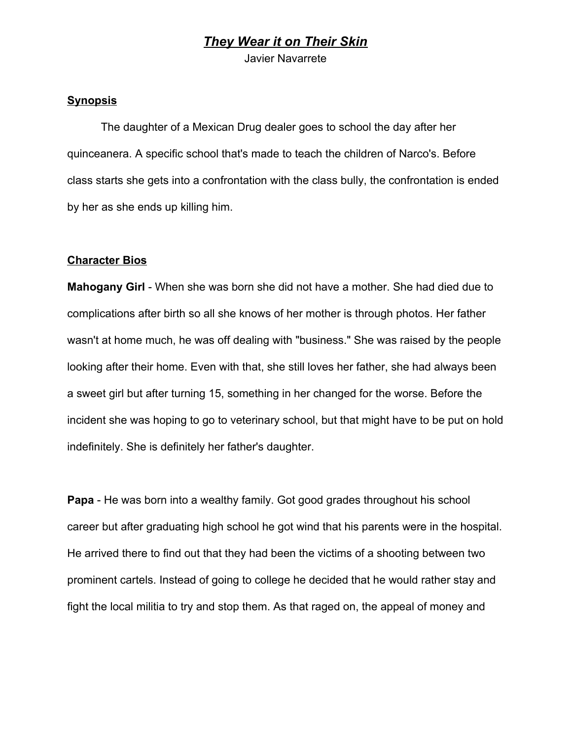# *They Wear it on Their Skin*

Javier Navarrete

## Synopsis

The daughter of a Mexican Drug dealer goes to school the day after her quinceanera. A specific school that's made to teach the children of Narco's. Before class starts she gets into a confrontation with the class bully, the confrontation is ended by her as she ends up killing him.

## Character Bios

**Mahogany Girl** - When she was born she did not have a mother. She had died due to complications after birth so all she knows of her mother is through photos. Her father wasn't at home much, he was off dealing with "business." She was raised by the people looking after their home. Even with that, she still loves her father, she had always been a sweet girl but after turning 15, something in her changed for the worse. Before the incident she was hoping to go to veterinary school, but that might have to be put on hold indefinitely. She is definitely her father's daughter.

**Papa** - He was born into a wealthy family. Got good grades throughout his school career but after graduating high school he got wind that his parents were in the hospital. He arrived there to find out that they had been the victims of a shooting between two prominent cartels. Instead of going to college he decided that he would rather stay and fight the local militia to try and stop them. As that raged on, the appeal of money and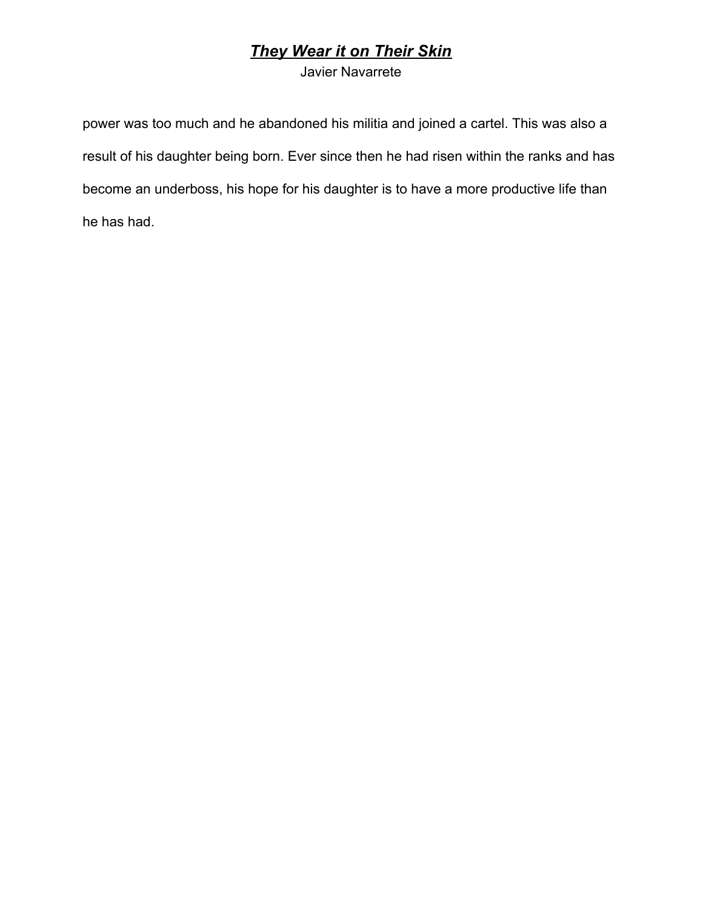power was too much and he abandoned his militia and joined a cartel. This was also a result of his daughter being born. Ever since then he had risen within the ranks and has become an underboss, his hope for his daughter is to have a more productive life than he has had.